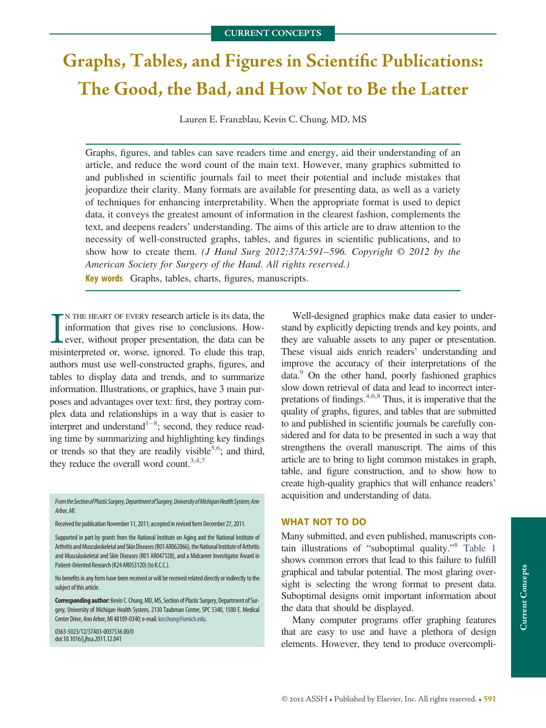# Graphs, Tables, and Figures in Scientific Publications: The Good, the Bad, and How Not to Be the Latter

Lauren E. Franzblau, Kevin C. Chung, MD, MS

Graphs, figures, and tables can save readers time and energy, aid their understanding of an article, and reduce the word count of the main text. However, many graphics submitted to and published in scientific journals fail to meet their potential and include mistakes that jeopardize their clarity. Many formats are available for presenting data, as well as a variety of techniques for enhancing interpretability. When the appropriate format is used to depict data, it conveys the greatest amount of information in the clearest fashion, complements the text, and deepens readers' understanding. The aims of this article are to draw attention to the necessity of well-constructed graphs, tables, and figures in scientific publications, and to show how to create them. *(J Hand Surg 2012;37A:591–596. Copyright © 2012 by the American Society for Surgery of the Hand. All rights reserved.)*

**Key words** Graphs, tables, charts, figures, manuscripts.

In the heart of every research article is its data, the information that gives rise to conclusions. However, without proper presentation, the data can be misinterpreted or, worse, ignored. To elude this trap, authors must use well-constructed graphs, figures, and tables to display data and trends, and to summarize information. Illustrations, or graphics, have 3 main purposes and advantages over text: first, they portray complex data and relationships in a way that is easier to interpret and understand[1–8]; second, they reduce reading time by summarizing and highlighting key findings or trends so that they are readily visible[5,6]; and third, they reduce the overall word count.[3,4,7]

*From the Section of Plastic Surgery, Department of Surgery, University of Michigan Health System; Ann Arbor, MI.*

Received for publication November 11, 2011; accepted in revised form December 27, 2011.

Supported in part by grants from the National Institute on Aging and the National Institute of Arthritis and Musculoskeletal and Skin Diseases (R01 AR062066), the National Institute of Arthritis and Musculoskeletal and Skin Diseases (R01 AR047328), and a Midcareer Investigator Award in Patient-Oriented Research (K24 AR053120) (to K.C.C.).

No benefits in any form have been received or will be received related directly or indirectly to the subject of this article.

**Corresponding author:** Kevin C. Chung, MD, MS, Section of Plastic Surgery, Department of Surgery, University of Michigan Health System, 2130 Taubman Center, SPC 5340, 1500 E. Medical Center Drive, Ann Arbor, MI 48109-0340; e-mail: kecchung@umich.edu.

0363-5023/12/37A03-0037$36.00/0
doi:10.1016/j.jhsa.2011.12.041

Well-designed graphics make data easier to understand by explicitly depicting trends and key points, and they are valuable assets to any paper or presentation. These visual aids enrich readers' understanding and improve the accuracy of their interpretations of the data.[9] On the other hand, poorly fashioned graphics slow down retrieval of data and lead to incorrect interpretations of findings.[4,6,8] Thus, it is imperative that the quality of graphs, figures, and tables that are submitted to and published in scientific journals be carefully considered and for data to be presented in such a way that strengthens the overall manuscript. The aims of this article are to bring to light common mistakes in graph, table, and figure construction, and to show how to create high-quality graphics that will enhance readers' acquisition and understanding of data.

## WHAT NOT TO DO

Many submitted, and even published, manuscripts contain illustrations of "suboptimal quality."[8] Table 1 shows common errors that lead to this failure to fulfill graphical and tabular potential. The most glaring oversight is selecting the wrong format to present data. Suboptimal designs omit important information about the data that should be displayed.

Many computer programs offer graphing features that are easy to use and have a plethora of design elements. However, they tend to produce overcompli-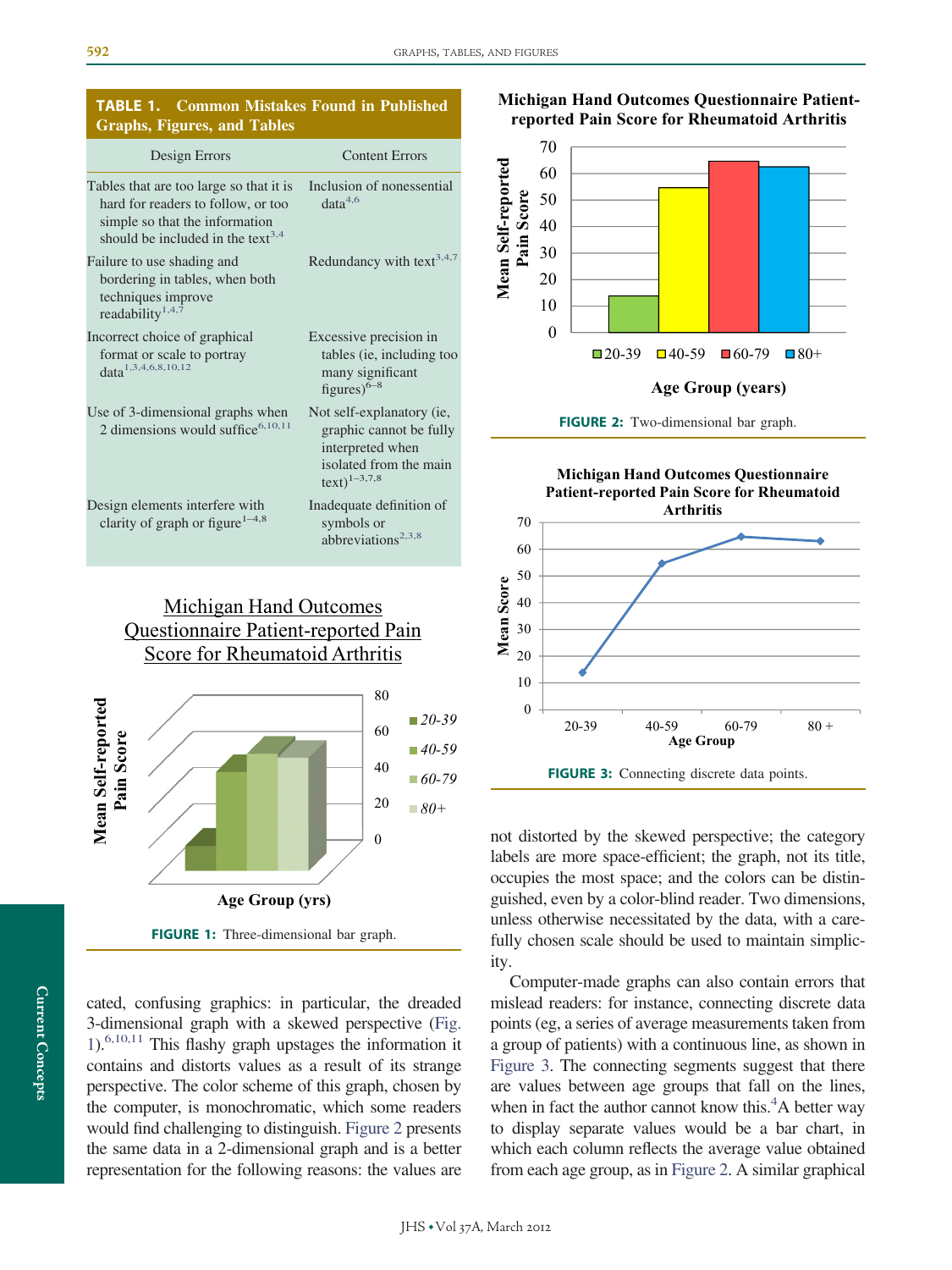**TABLE 1. Common Mistakes Found in Published Graphs, Figures, and Tables**

| Design Errors | Content Errors |
|---|---|
| Tables that are too large so that it is hard for readers to follow, or too simple so that the information should be included in the text[3,4] | Inclusion of nonessential data[4,6] |
| Failure to use shading and bordering in tables, when both techniques improve readability[1,4,7] | Redundancy with text[3,4,7] |
| Incorrect choice of graphical format or scale to portray data[1,3,4,6,8,10,12] | Excessive precision in tables (ie, including too many significant figures)[6–8] |
| Use of 3-dimensional graphs when 2 dimensions would suffice[6,10,11] | Not self-explanatory (ie, graphic cannot be fully interpreted when isolated from the main text)[1–3,7,8] |
| Design elements interfere with clarity of graph or figure[1–4,8] | Inadequate definition of symbols or abbreviations[2,3,8] |

FIGURE 1: Three-dimensional bar graph.

cated, confusing graphics: in particular, the dreaded 3-dimensional graph with a skewed perspective (Fig. 1).[6,10,11] This flashy graph upstages the information it contains and distorts values as a result of its strange perspective. The color scheme of this graph, chosen by the computer, is monochromatic, which some readers would find challenging to distinguish. Figure 2 presents the same data in a 2-dimensional graph and is a better representation for the following reasons: the values are

FIGURE 2: Two-dimensional bar graph.

FIGURE 3: Connecting discrete data points.

not distorted by the skewed perspective; the category labels are more space-efficient; the graph, not its title, occupies the most space; and the colors can be distinguished, even by a color-blind reader. Two dimensions, unless otherwise necessitated by the data, with a carefully chosen scale should be used to maintain simplicity.

Computer-made graphs can also contain errors that mislead readers: for instance, connecting discrete data points (eg, a series of average measurements taken from a group of patients) with a continuous line, as shown in Figure 3. The connecting segments suggest that there are values between age groups that fall on the lines, when in fact the author cannot know this.[4] A better way to display separate values would be a bar chart, in which each column reflects the average value obtained from each age group, as in Figure 2. A similar graphical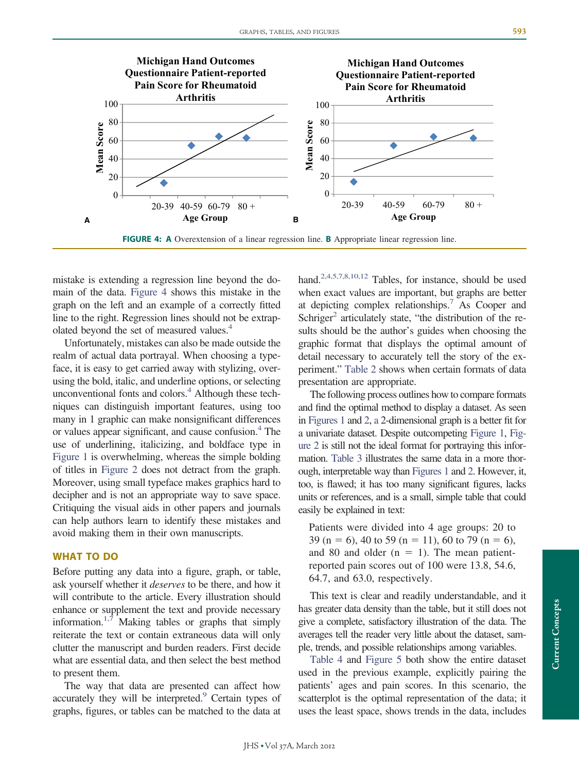**FIGURE 4:** **A** Overextension of a linear regression line. **B** Appropriate linear regression line.

mistake is extending a regression line beyond the domain of the data. Figure 4 shows this mistake in the graph on the left and an example of a correctly fitted line to the right. Regression lines should not be extrapolated beyond the set of measured values.[4]

Unfortunately, mistakes can also be made outside the realm of actual data portrayal. When choosing a typeface, it is easy to get carried away with stylizing, overusing the bold, italic, and underline options, or selecting unconventional fonts and colors.[4] Although these techniques can distinguish important features, using too many in 1 graphic can make nonsignificant differences or values appear significant, and cause confusion.[4] The use of underlining, italicizing, and boldface type in Figure 1 is overwhelming, whereas the simple bolding of titles in Figure 2 does not detract from the graph. Moreover, using small typeface makes graphics hard to decipher and is not an appropriate way to save space. Critiquing the visual aids in other papers and journals can help authors learn to identify these mistakes and avoid making them in their own manuscripts.

## WHAT TO DO

Before putting any data into a figure, graph, or table, ask yourself whether it *deserves* to be there, and how it will contribute to the article. Every illustration should enhance or supplement the text and provide necessary information.[1,7] Making tables or graphs that simply reiterate the text or contain extraneous data will only clutter the manuscript and burden readers. First decide what are essential data, and then select the best method to present them.

The way that data are presented can affect how accurately they will be interpreted.[9] Certain types of graphs, figures, or tables can be matched to the data at hand.[2,4,5,7,8,10,12] Tables, for instance, should be used when exact values are important, but graphs are better at depicting complex relationships.[7] As Cooper and Schriger[2] articulately state, "the distribution of the results should be the author's guides when choosing the graphic format that displays the optimal amount of detail necessary to accurately tell the story of the experiment." Table 2 shows when certain formats of data presentation are appropriate.

The following process outlines how to compare formats and find the optimal method to display a dataset. As seen in Figures 1 and 2, a 2-dimensional graph is a better fit for a univariate dataset. Despite outcompeting Figure 1, Figure 2 is still not the ideal format for portraying this information. Table 3 illustrates the same data in a more thorough, interpretable way than Figures 1 and 2. However, it, too, is flawed; it has too many significant figures, lacks units or references, and is a small, simple table that could easily be explained in text:

> Patients were divided into 4 age groups: 20 to 39 (n = 6), 40 to 59 (n = 11), 60 to 79 (n = 6), and 80 and older (n = 1). The mean patient-reported pain scores out of 100 were 13.8, 54.6, 64.7, and 63.0, respectively.

This text is clear and readily understandable, and it has greater data density than the table, but it still does not give a complete, satisfactory illustration of the data. The averages tell the reader very little about the dataset, sample, trends, and possible relationships among variables.

Table 4 and Figure 5 both show the entire dataset used in the previous example, explicitly pairing the patients' ages and pain scores. In this scenario, the scatterplot is the optimal representation of the data; it uses the least space, shows trends in the data, includes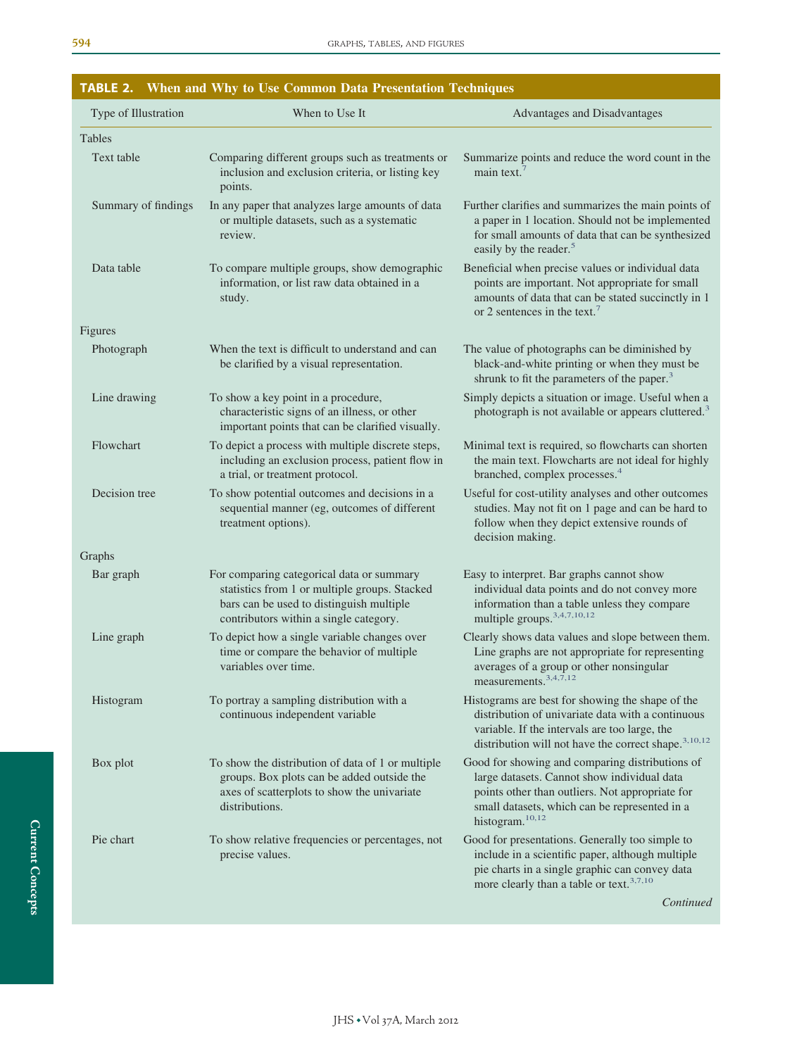**TABLE 2. When and Why to Use Common Data Presentation Techniques**

| Type of Illustration | When to Use It | Advantages and Disadvantages |
|---|---|---|
| **Tables** | | |
| Text table | Comparing different groups such as treatments or inclusion and exclusion criteria, or listing key points. | Summarize points and reduce the word count in the main text.[7] |
| Summary of findings | In any paper that analyzes large amounts of data or multiple datasets, such as a systematic review. | Further clarifies and summarizes the main points of a paper in 1 location. Should not be implemented for small amounts of data that can be synthesized easily by the reader.[5] |
| Data table | To compare multiple groups, show demographic information, or list raw data obtained in a study. | Beneficial when precise values or individual data points are important. Not appropriate for small amounts of data that can be stated succinctly in 1 or 2 sentences in the text.[7] |
| **Figures** | | |
| Photograph | When the text is difficult to understand and can be clarified by a visual representation. | The value of photographs can be diminished by black-and-white printing or when they must be shrunk to fit the parameters of the paper.[3] |
| Line drawing | To show a key point in a procedure, characteristic signs of an illness, or other important points that can be clarified visually. | Simply depicts a situation or image. Useful when a photograph is not available or appears cluttered.[3] |
| Flowchart | To depict a process with multiple discrete steps, including an exclusion process, patient flow in a trial, or treatment protocol. | Minimal text is required, so flowcharts can shorten the main text. Flowcharts are not ideal for highly branched, complex processes.[4] |
| Decision tree | To show potential outcomes and decisions in a sequential manner (eg, outcomes of different treatment options). | Useful for cost-utility analyses and other outcomes studies. May not fit on 1 page and can be hard to follow when they depict extensive rounds of decision making. |
| **Graphs** | | |
| Bar graph | For comparing categorical data or summary statistics from 1 or multiple groups. Stacked bars can be used to distinguish multiple contributors within a single category. | Easy to interpret. Bar graphs cannot show individual data points and do not convey more information than a table unless they compare multiple groups.[3,4,7,10,12] |
| Line graph | To depict how a single variable changes over time or compare the behavior of multiple variables over time. | Clearly shows data values and slope between them. Line graphs are not appropriate for representing averages of a group or other nonsingular measurements.[3,4,7,12] |
| Histogram | To portray a sampling distribution with a continuous independent variable | Histograms are best for showing the shape of the distribution of univariate data with a continuous variable. If the intervals are too large, the distribution will not have the correct shape.[3,10,12] |
| Box plot | To show the distribution of data of 1 or multiple groups. Box plots can be added outside the axes of scatterplots to show the univariate distributions. | Good for showing and comparing distributions of large datasets. Cannot show individual data points other than outliers. Not appropriate for small datasets, which can be represented in a histogram.[10,12] |
| Pie chart | To show relative frequencies or percentages, not precise values. | Good for presentations. Generally too simple to include in a scientific paper, although multiple pie charts in a single graphic can convey data more clearly than a table or text.[3,7,10] |

*Continued*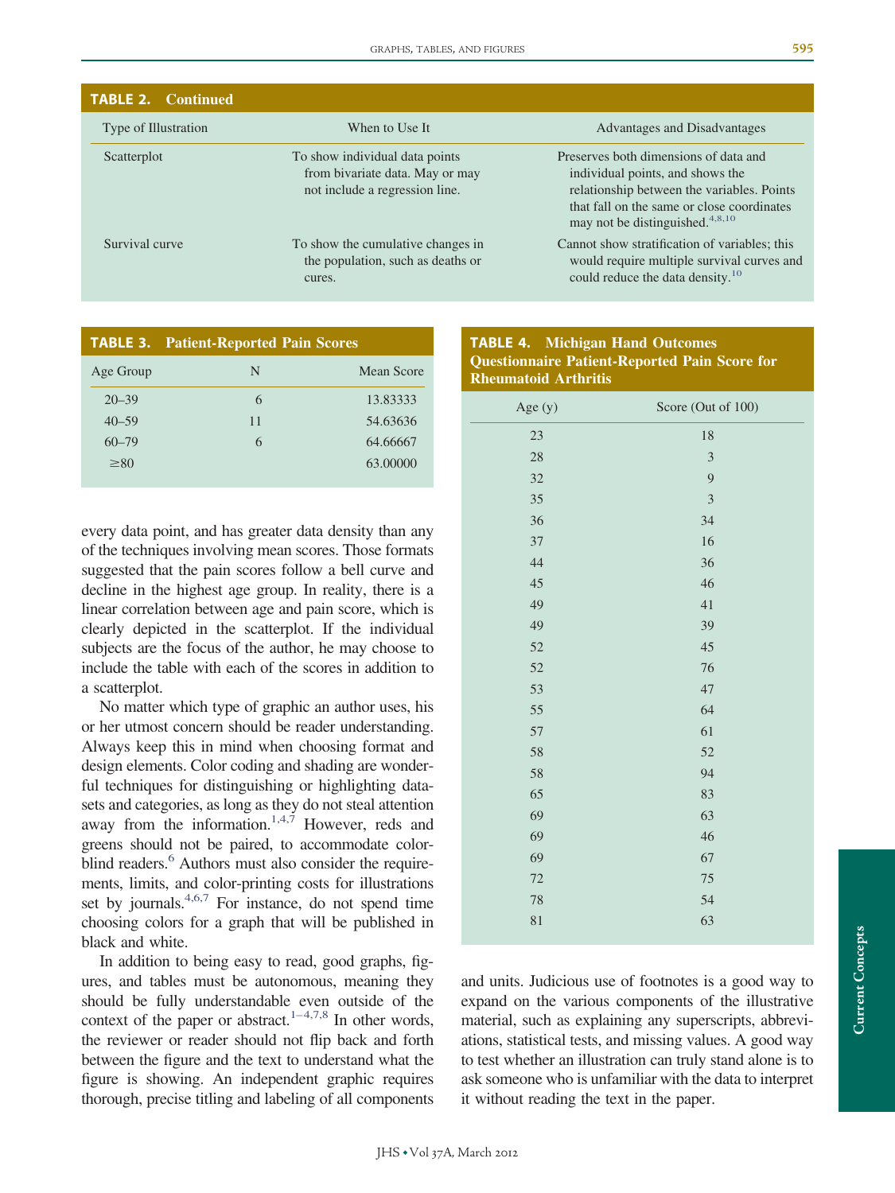**TABLE 2. Continued**

| Type of Illustration | When to Use It | Advantages and Disadvantages |
|---|---|---|
| Scatterplot | To show individual data points from bivariate data. May or may not include a regression line. | Preserves both dimensions of data and individual points, and shows the relationship between the variables. Points that fall on the same or close coordinates may not be distinguished.[4,8,10] |
| Survival curve | To show the cumulative changes in the population, such as deaths or cures. | Cannot show stratification of variables; this would require multiple survival curves and could reduce the data density.[10] |

**TABLE 3. Patient-Reported Pain Scores**

| Age Group | N | Mean Score |
|---|---|---|
| 20–39 | 6 | 13.83333 |
| 40–59 | 11 | 54.63636 |
| 60–79 | 6 | 64.66667 |
| ≥80 | | 63.00000 |

every data point, and has greater data density than any of the techniques involving mean scores. Those formats suggested that the pain scores follow a bell curve and decline in the highest age group. In reality, there is a linear correlation between age and pain score, which is clearly depicted in the scatterplot. If the individual subjects are the focus of the author, he may choose to include the table with each of the scores in addition to a scatterplot.

No matter which type of graphic an author uses, his or her utmost concern should be reader understanding. Always keep this in mind when choosing format and design elements. Color coding and shading are wonderful techniques for distinguishing or highlighting datasets and categories, as long as they do not steal attention away from the information.[1,4,7] However, reds and greens should not be paired, to accommodate colorblind readers.[6] Authors must also consider the requirements, limits, and color-printing costs for illustrations set by journals.[4,6,7] For instance, do not spend time choosing colors for a graph that will be published in black and white.

In addition to being easy to read, good graphs, figures, and tables must be autonomous, meaning they should be fully understandable even outside of the context of the paper or abstract.[1–4,7,8] In other words, the reviewer or reader should not flip back and forth between the figure and the text to understand what the figure is showing. An independent graphic requires thorough, precise titling and labeling of all components

**TABLE 4. Michigan Hand Outcomes Questionnaire Patient-Reported Pain Score for Rheumatoid Arthritis**

| Age (y) | Score (Out of 100) |
|---|---|
| 23 | 18 |
| 28 | 3 |
| 32 | 9 |
| 35 | 3 |
| 36 | 34 |
| 37 | 16 |
| 44 | 36 |
| 45 | 46 |
| 49 | 41 |
| 49 | 39 |
| 52 | 45 |
| 52 | 76 |
| 53 | 47 |
| 55 | 64 |
| 57 | 61 |
| 58 | 52 |
| 58 | 94 |
| 65 | 83 |
| 69 | 63 |
| 69 | 46 |
| 69 | 67 |
| 72 | 75 |
| 78 | 54 |
| 81 | 63 |

and units. Judicious use of footnotes is a good way to expand on the various components of the illustrative material, such as explaining any superscripts, abbreviations, statistical tests, and missing values. A good way to test whether an illustration can truly stand alone is to ask someone who is unfamiliar with the data to interpret it without reading the text in the paper.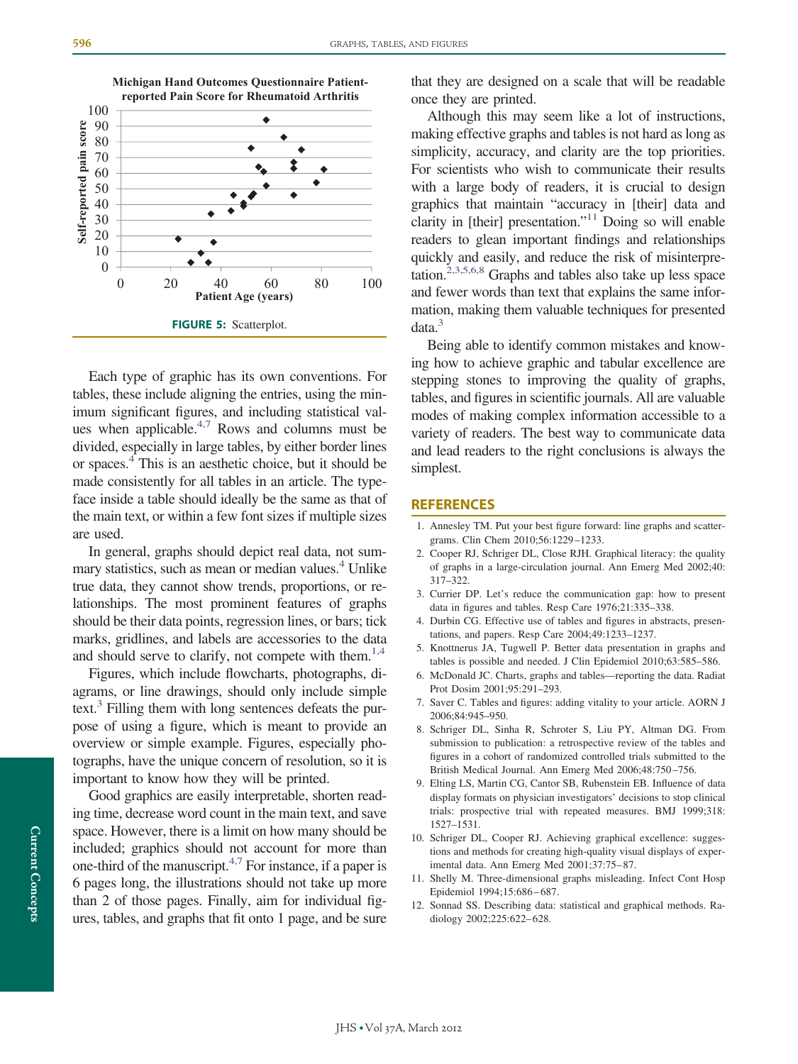Michigan Hand Outcomes Questionnaire Patient-reported Pain Score for Rheumatoid Arthritis

Self-reported pain score

100
90
80
70
60
50
40
30
20
10
0

0 20 40 60 80 100

Patient Age (years)

**FIGURE 5:** Scatterplot.

Each type of graphic has its own conventions. For tables, these include aligning the entries, using the minimum significant figures, and including statistical values when applicable.[4,7] Rows and columns must be divided, especially in large tables, by either border lines or spaces.[4] This is an aesthetic choice, but it should be made consistently for all tables in an article. The typeface inside a table should ideally be the same as that of the main text, or within a few font sizes if multiple sizes are used.

In general, graphs should depict real data, not summary statistics, such as mean or median values.[4] Unlike true data, they cannot show trends, proportions, or relationships. The most prominent features of graphs should be their data points, regression lines, or bars; tick marks, gridlines, and labels are accessories to the data and should serve to clarify, not compete with them.[1,4]

Figures, which include flowcharts, photographs, diagrams, or line drawings, should only include simple text.[3] Filling them with long sentences defeats the purpose of using a figure, which is meant to provide an overview or simple example. Figures, especially photographs, have the unique concern of resolution, so it is important to know how they will be printed.

Good graphics are easily interpretable, shorten reading time, decrease word count in the main text, and save space. However, there is a limit on how many should be included; graphics should not account for more than one-third of the manuscript.[4,7] For instance, if a paper is 6 pages long, the illustrations should not take up more than 2 of those pages. Finally, aim for individual figures, tables, and graphs that fit onto 1 page, and be sure that they are designed on a scale that will be readable once they are printed.

Although this may seem like a lot of instructions, making effective graphs and tables is not hard as long as simplicity, accuracy, and clarity are the top priorities. For scientists who wish to communicate their results with a large body of readers, it is crucial to design graphics that maintain "accuracy in [their] data and clarity in [their] presentation."[11] Doing so will enable readers to glean important findings and relationships quickly and easily, and reduce the risk of misinterpretation.[2,3,5,6,8] Graphs and tables also take up less space and fewer words than text that explains the same information, making them valuable techniques for presented data.[3]

Being able to identify common mistakes and knowing how to achieve graphic and tabular excellence are stepping stones to improving the quality of graphs, tables, and figures in scientific journals. All are valuable modes of making complex information accessible to a variety of readers. The best way to communicate data and lead readers to the right conclusions is always the simplest.

## REFERENCES

1. Annesley TM. Put your best figure forward: line graphs and scattergrams. Clin Chem 2010;56:1229–1233.
2. Cooper RJ, Schriger DL, Close RJH. Graphical literacy: the quality of graphs in a large-circulation journal. Ann Emerg Med 2002;40:317–322.
3. Currier DP. Let's reduce the communication gap: how to present data in figures and tables. Resp Care 1976;21:335–338.
4. Durbin CG. Effective use of tables and figures in abstracts, presentations, and papers. Resp Care 2004;49:1233–1237.
5. Knottnerus JA, Tugwell P. Better data presentation in graphs and tables is possible and needed. J Clin Epidemiol 2010;63:585–586.
6. McDonald JC. Charts, graphs and tables—reporting the data. Radiat Prot Dosim 2001;95:291–293.
7. Saver C. Tables and figures: adding vitality to your article. AORN J 2006;84:945–950.
8. Schriger DL, Sinha R, Schroter S, Liu PY, Altman DG. From submission to publication: a retrospective review of the tables and figures in a cohort of randomized controlled trials submitted to the British Medical Journal. Ann Emerg Med 2006;48:750–756.
9. Elting LS, Martin CG, Cantor SB, Rubenstein EB. Influence of data display formats on physician investigators' decisions to stop clinical trials: prospective trial with repeated measures. BMJ 1999;318:1527–1531.
10. Schriger DL, Cooper RJ. Achieving graphical excellence: suggestions and methods for creating high-quality visual displays of experimental data. Ann Emerg Med 2001;37:75–87.
11. Shelly M. Three-dimensional graphs misleading. Infect Cont Hosp Epidemiol 1994;15:686–687.
12. Sonnad SS. Describing data: statistical and graphical methods. Radiology 2002;225:622–628.